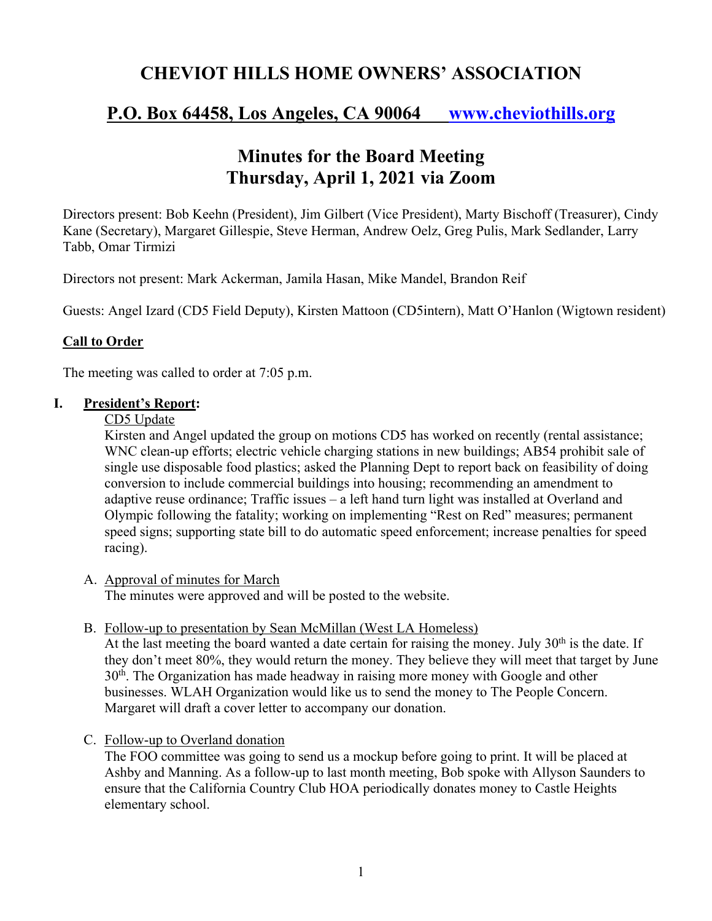# CHEVIOT HILLS HOME OWNERS' ASSOCIATION

## P.O. Box 64458, Los Angeles, CA 90064 [www.cheviothills.org](http://www.cheviothills.org)

## Minutes for the Board Meeting
## Thursday, April 1, 2021 via Zoom

Directors present: Bob Keehn (President), Jim Gilbert (Vice President), Marty Bischoff (Treasurer), Cindy Kane (Secretary), Margaret Gillespie, Steve Herman, Andrew Oelz, Greg Pulis, Mark Sedlander, Larry Tabb, Omar Tirmizi

Directors not present: Mark Ackerman, Jamila Hasan, Mike Mandel, Brandon Reif

Guests: Angel Izard (CD5 Field Deputy), Kirsten Mattoon (CD5intern), Matt O'Hanlon (Wigtown resident)

**Call to Order**

The meeting was called to order at 7:05 p.m.

**I. President's Report:**

CD5 Update

Kirsten and Angel updated the group on motions CD5 has worked on recently (rental assistance; WNC clean-up efforts; electric vehicle charging stations in new buildings; AB54 prohibit sale of single use disposable food plastics; asked the Planning Dept to report back on feasibility of doing conversion to include commercial buildings into housing; recommending an amendment to adaptive reuse ordinance; Traffic issues – a left hand turn light was installed at Overland and Olympic following the fatality; working on implementing "Rest on Red" measures; permanent speed signs; supporting state bill to do automatic speed enforcement; increase penalties for speed racing).

A. Approval of minutes for March

The minutes were approved and will be posted to the website.

B. Follow-up to presentation by Sean McMillan (West LA Homeless)

At the last meeting the board wanted a date certain for raising the money. July 30th is the date. If they don't meet 80%, they would return the money. They believe they will meet that target by June 30th. The Organization has made headway in raising more money with Google and other businesses. WLAH Organization would like us to send the money to The People Concern. Margaret will draft a cover letter to accompany our donation.

C. Follow-up to Overland donation

The FOO committee was going to send us a mockup before going to print. It will be placed at Ashby and Manning. As a follow-up to last month meeting, Bob spoke with Allyson Saunders to ensure that the California Country Club HOA periodically donates money to Castle Heights elementary school.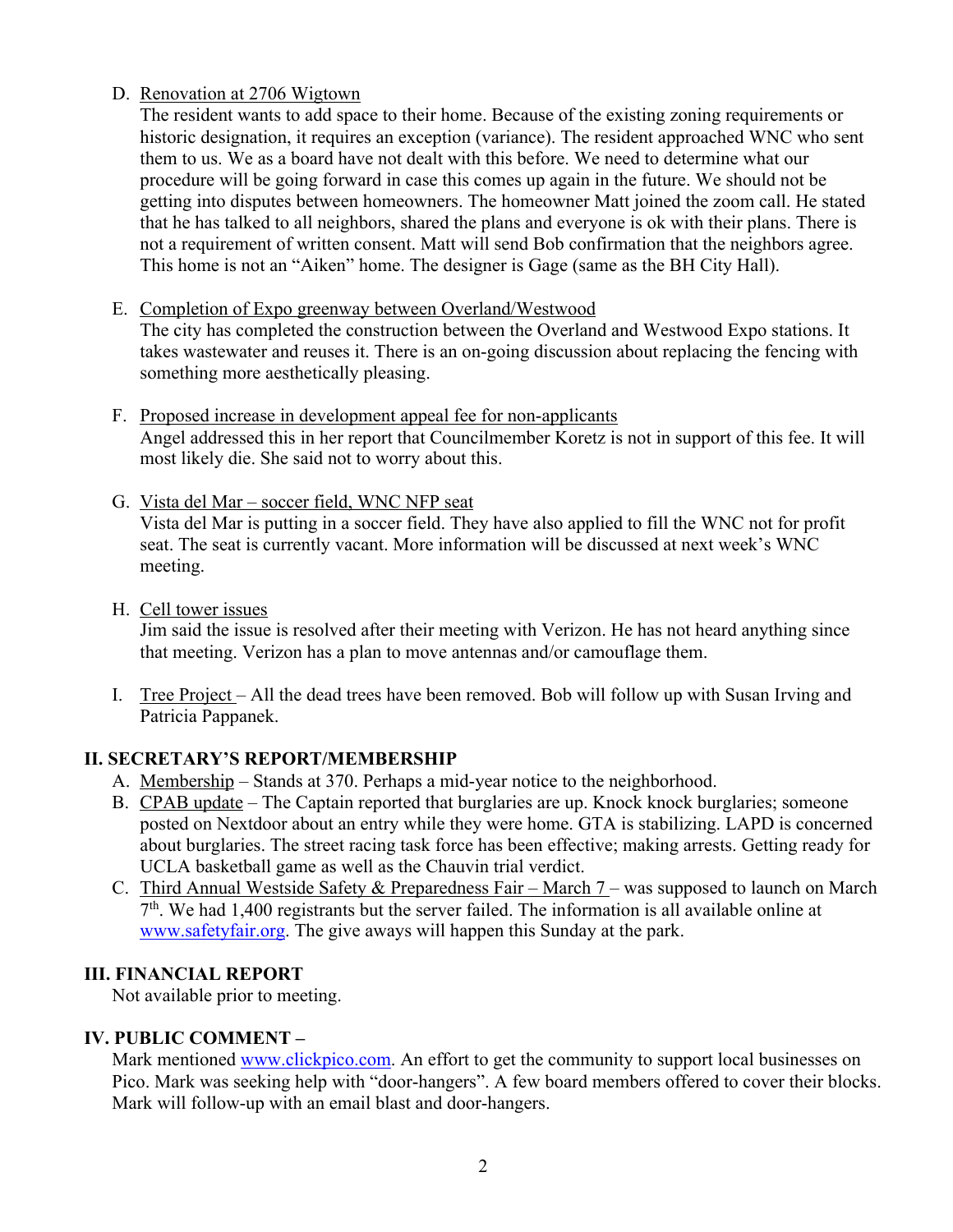D. Renovation at 2706 Wigtown

The resident wants to add space to their home. Because of the existing zoning requirements or historic designation, it requires an exception (variance). The resident approached WNC who sent them to us. We as a board have not dealt with this before. We need to determine what our procedure will be going forward in case this comes up again in the future. We should not be getting into disputes between homeowners. The homeowner Matt joined the zoom call. He stated that he has talked to all neighbors, shared the plans and everyone is ok with their plans. There is not a requirement of written consent. Matt will send Bob confirmation that the neighbors agree. This home is not an "Aiken" home. The designer is Gage (same as the BH City Hall).

E. Completion of Expo greenway between Overland/Westwood

The city has completed the construction between the Overland and Westwood Expo stations. It takes wastewater and reuses it. There is an on-going discussion about replacing the fencing with something more aesthetically pleasing.

F. Proposed increase in development appeal fee for non-applicants

Angel addressed this in her report that Councilmember Koretz is not in support of this fee. It will most likely die. She said not to worry about this.

G. Vista del Mar – soccer field, WNC NFP seat

Vista del Mar is putting in a soccer field. They have also applied to fill the WNC not for profit seat. The seat is currently vacant. More information will be discussed at next week's WNC meeting.

H. Cell tower issues

Jim said the issue is resolved after their meeting with Verizon. He has not heard anything since that meeting. Verizon has a plan to move antennas and/or camouflage them.

I. Tree Project – All the dead trees have been removed. Bob will follow up with Susan Irving and Patricia Pappanek.

## II. SECRETARY'S REPORT/MEMBERSHIP

A. Membership – Stands at 370. Perhaps a mid-year notice to the neighborhood.

B. CPAB update – The Captain reported that burglaries are up. Knock knock burglaries; someone posted on Nextdoor about an entry while they were home. GTA is stabilizing. LAPD is concerned about burglaries. The street racing task force has been effective; making arrests. Getting ready for UCLA basketball game as well as the Chauvin trial verdict.

C. Third Annual Westside Safety & Preparedness Fair – March 7 – was supposed to launch on March 7th. We had 1,400 registrants but the server failed. The information is all available online at www.safetyfair.org. The give aways will happen this Sunday at the park.

## III. FINANCIAL REPORT

Not available prior to meeting.

## IV. PUBLIC COMMENT –

Mark mentioned www.clickpico.com. An effort to get the community to support local businesses on Pico. Mark was seeking help with "door-hangers". A few board members offered to cover their blocks. Mark will follow-up with an email blast and door-hangers.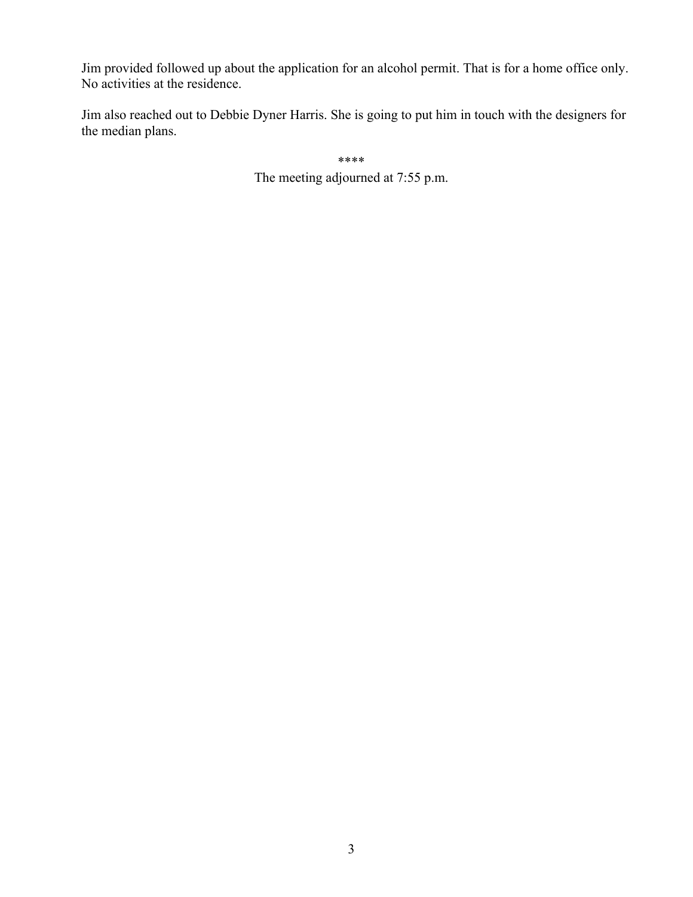Jim provided followed up about the application for an alcohol permit. That is for a home office only. No activities at the residence.

Jim also reached out to Debbie Dyner Harris. She is going to put him in touch with the designers for the median plans.

****

The meeting adjourned at 7:55 p.m.